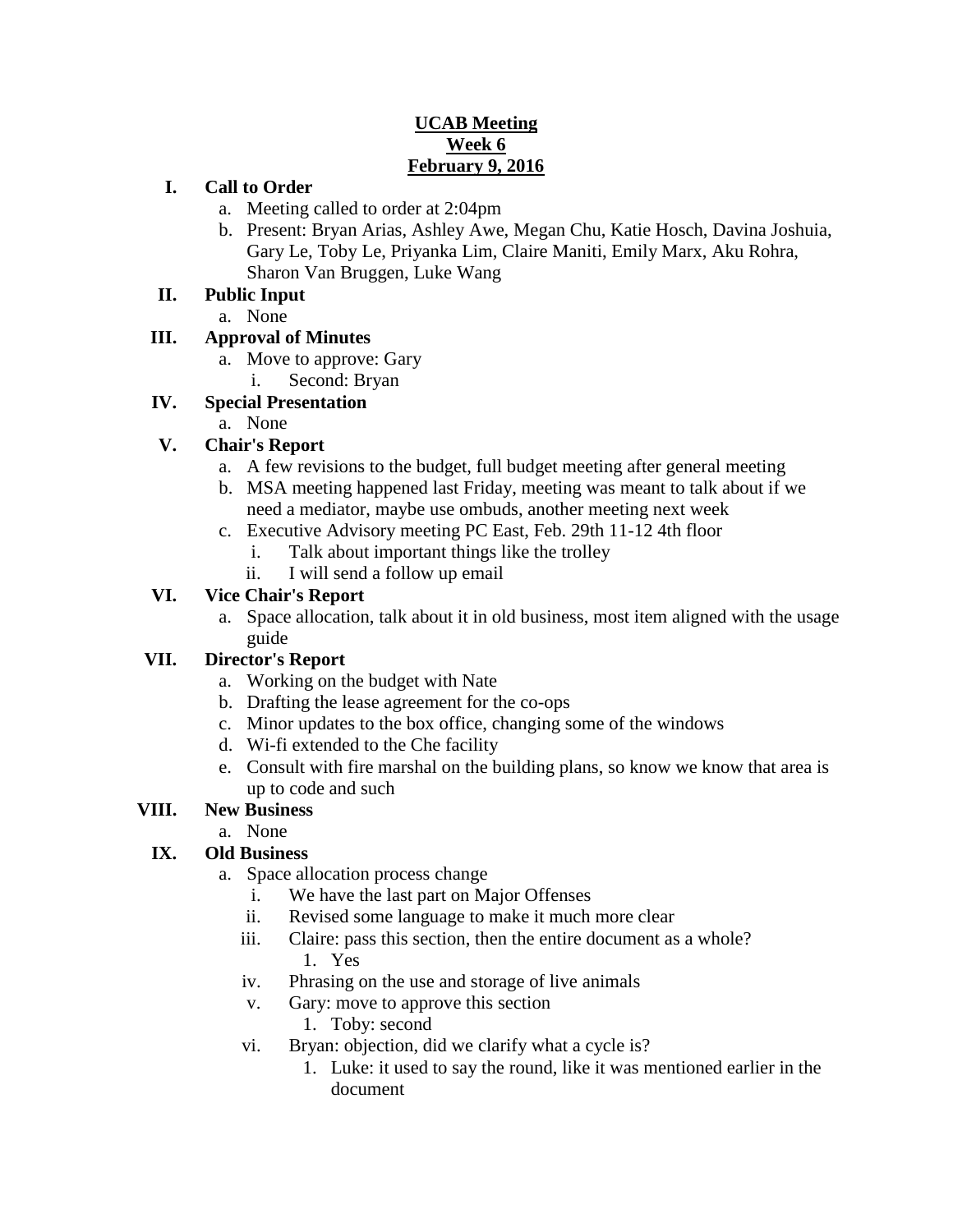**UCAB Meeting**
**Week 6**
**February 9, 2016**

I. **Call to Order**
   a. Meeting called to order at 2:04pm
   b. Present: Bryan Arias, Ashley Awe, Megan Chu, Katie Hosch, Davina Joshuia, Gary Le, Toby Le, Priyanka Lim, Claire Maniti, Emily Marx, Aku Rohra, Sharon Van Bruggen, Luke Wang

II. **Public Input**
   a. None

III. **Approval of Minutes**
   a. Move to approve: Gary
      i. Second: Bryan

IV. **Special Presentation**
   a. None

V. **Chair's Report**
   a. A few revisions to the budget, full budget meeting after general meeting
   b. MSA meeting happened last Friday, meeting was meant to talk about if we need a mediator, maybe use ombuds, another meeting next week
   c. Executive Advisory meeting PC East, Feb. 29th 11-12 4th floor
      i. Talk about important things like the trolley
      ii. I will send a follow up email

VI. **Vice Chair's Report**
   a. Space allocation, talk about it in old business, most item aligned with the usage guide

VII. **Director's Report**
   a. Working on the budget with Nate
   b. Drafting the lease agreement for the co-ops
   c. Minor updates to the box office, changing some of the windows
   d. Wi-fi extended to the Che facility
   e. Consult with fire marshal on the building plans, so know we know that area is up to code and such

VIII. **New Business**
   a. None

IX. **Old Business**
   a. Space allocation process change
      i. We have the last part on Major Offenses
      ii. Revised some language to make it much more clear
      iii. Claire: pass this section, then the entire document as a whole?
         1. Yes
      iv. Phrasing on the use and storage of live animals
      v. Gary: move to approve this section
         1. Toby: second
      vi. Bryan: objection, did we clarify what a cycle is?
         1. Luke: it used to say the round, like it was mentioned earlier in the document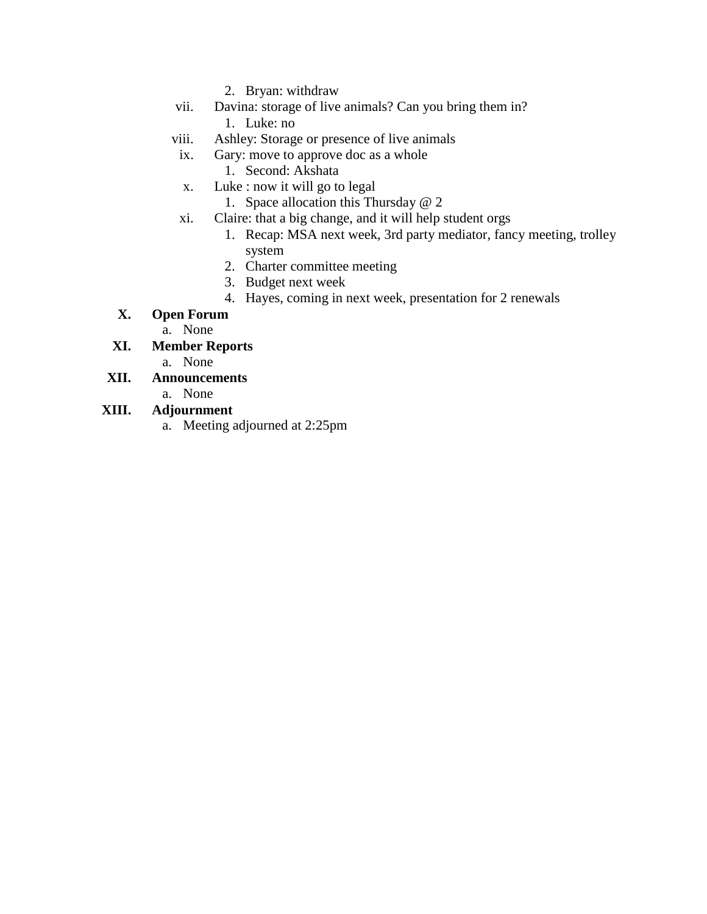2. Bryan: withdraw

vii. Davina: storage of live animals? Can you bring them in?
   1. Luke: no

viii. Ashley: Storage or presence of live animals

ix. Gary: move to approve doc as a whole
   1. Second: Akshata

x. Luke : now it will go to legal
   1. Space allocation this Thursday @ 2

xi. Claire: that a big change, and it will help student orgs
   1. Recap: MSA next week, 3rd party mediator, fancy meeting, trolley system
   2. Charter committee meeting
   3. Budget next week
   4. Hayes, coming in next week, presentation for 2 renewals

**X. Open Forum**

a. None

**XI. Member Reports**

a. None

**XII. Announcements**

a. None

**XIII. Adjournment**

a. Meeting adjourned at 2:25pm